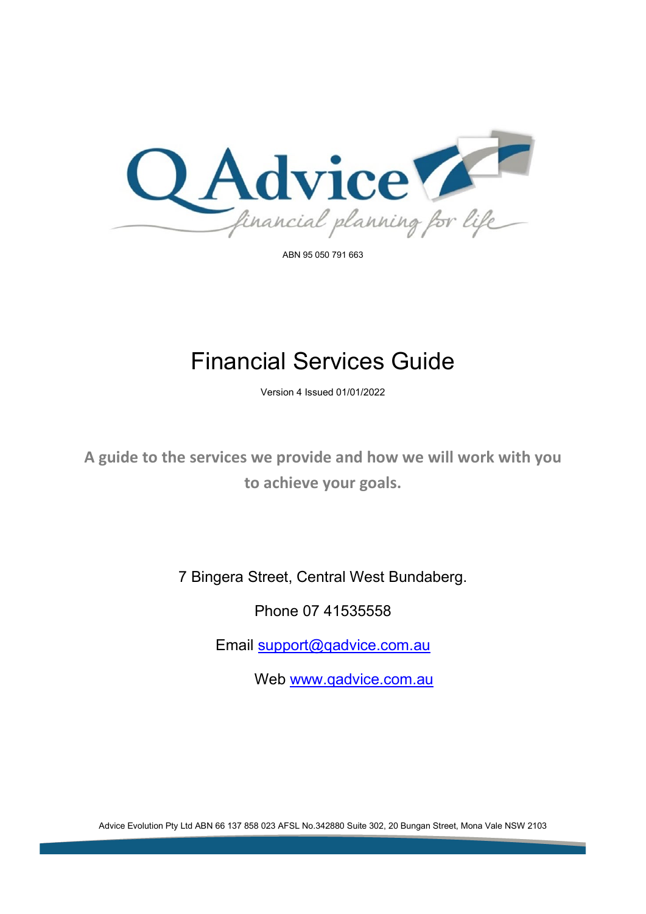QAdvice

financial planning for life

ABN 95 050 791 663

# Financial Services Guide

Version 4 Issued 01/01/2022

**A guide to the services we provide and how we will work with you to achieve your goals.**

7 Bingera Street, Central West Bundaberg.

Phone 07 41535558

Email support@qadvice.com.au

Web www.qadvice.com.au

Advice Evolution Pty Ltd ABN 66 137 858 023 AFSL No.342880 Suite 302, 20 Bungan Street, Mona Vale NSW 2103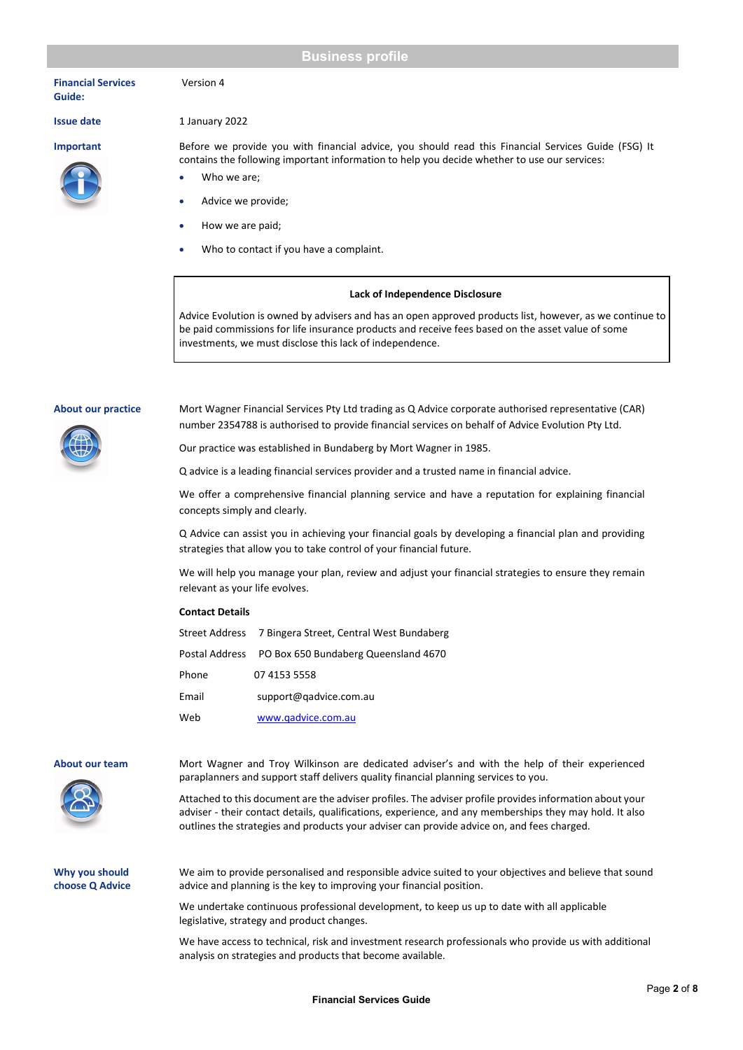# Business profile

**Financial Services Guide:** Version 4

**Issue date** 1 January 2022

**Important**

Before we provide you with financial advice, you should read this Financial Services Guide (FSG) It contains the following important information to help you decide whether to use our services:

- Who we are;
- Advice we provide;
- How we are paid;
- Who to contact if you have a complaint.

> **Lack of Independence Disclosure**
>
> Advice Evolution is owned by advisers and has an open approved products list, however, as we continue to be paid commissions for life insurance products and receive fees based on the asset value of some investments, we must disclose this lack of independence.

## About our practice

Mort Wagner Financial Services Pty Ltd trading as Q Advice corporate authorised representative (CAR) number 2354788 is authorised to provide financial services on behalf of Advice Evolution Pty Ltd.

Our practice was established in Bundaberg by Mort Wagner in 1985.

Q advice is a leading financial services provider and a trusted name in financial advice.

We offer a comprehensive financial planning service and have a reputation for explaining financial concepts simply and clearly.

Q Advice can assist you in achieving your financial goals by developing a financial plan and providing strategies that allow you to take control of your financial future.

We will help you manage your plan, review and adjust your financial strategies to ensure they remain relevant as your life evolves.

**Contact Details**

| | |
|---|---|
| Street Address | 7 Bingera Street, Central West Bundaberg |
| Postal Address | PO Box 650 Bundaberg Queensland 4670 |
| Phone | 07 4153 5558 |
| Email | support@qadvice.com.au |
| Web | www.qadvice.com.au |

## About our team

Mort Wagner and Troy Wilkinson are dedicated adviser's and with the help of their experienced paraplanners and support staff delivers quality financial planning services to you.

Attached to this document are the adviser profiles. The adviser profile provides information about your adviser - their contact details, qualifications, experience, and any memberships they may hold. It also outlines the strategies and products your adviser can provide advice on, and fees charged.

## Why you should choose Q Advice

We aim to provide personalised and responsible advice suited to your objectives and believe that sound advice and planning is the key to improving your financial position.

We undertake continuous professional development, to keep us up to date with all applicable legislative, strategy and product changes.

We have access to technical, risk and investment research professionals who provide us with additional analysis on strategies and products that become available.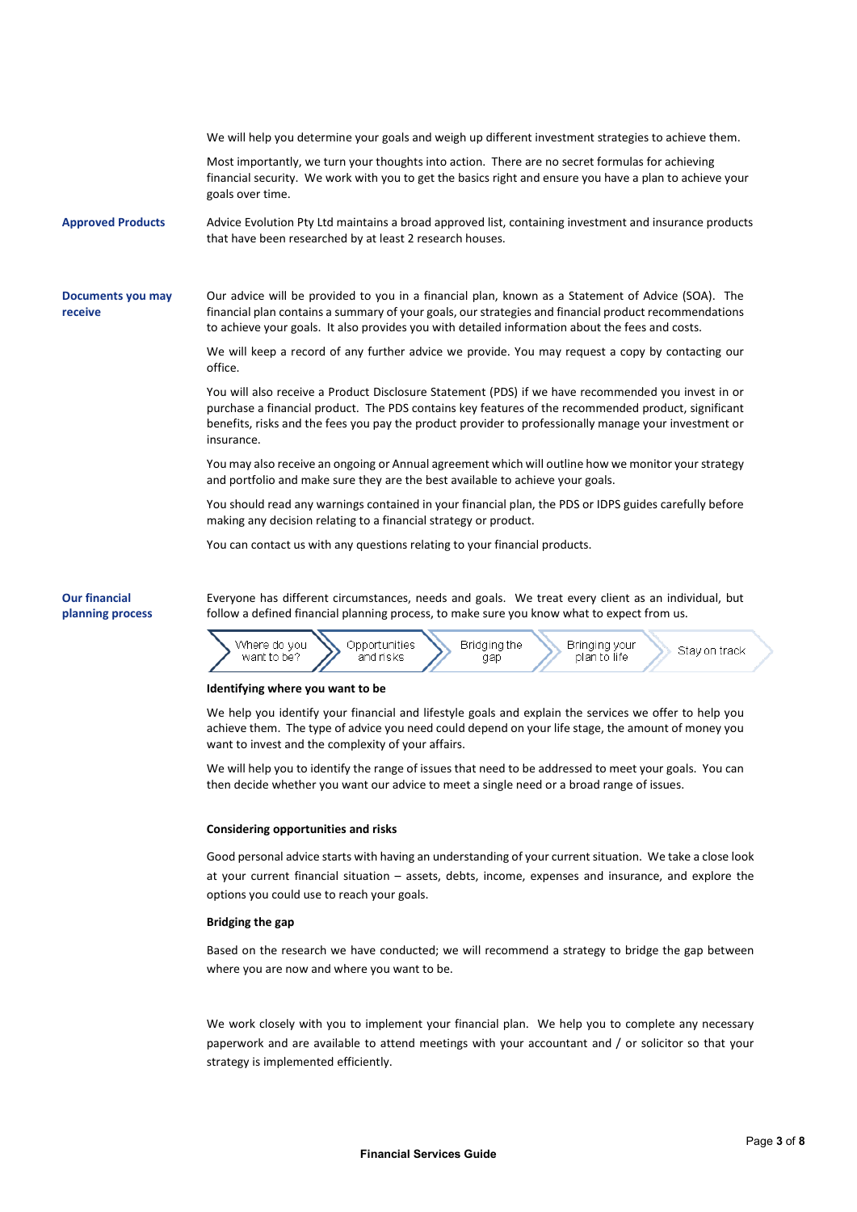We will help you determine your goals and weigh up different investment strategies to achieve them.

Most importantly, we turn your thoughts into action. There are no secret formulas for achieving financial security. We work with you to get the basics right and ensure you have a plan to achieve your goals over time.

**Approved Products**

Advice Evolution Pty Ltd maintains a broad approved list, containing investment and insurance products that have been researched by at least 2 research houses.

**Documents you may receive**

Our advice will be provided to you in a financial plan, known as a Statement of Advice (SOA). The financial plan contains a summary of your goals, our strategies and financial product recommendations to achieve your goals. It also provides you with detailed information about the fees and costs.

We will keep a record of any further advice we provide. You may request a copy by contacting our office.

You will also receive a Product Disclosure Statement (PDS) if we have recommended you invest in or purchase a financial product. The PDS contains key features of the recommended product, significant benefits, risks and the fees you pay the product provider to professionally manage your investment or insurance.

You may also receive an ongoing or Annual agreement which will outline how we monitor your strategy and portfolio and make sure they are the best available to achieve your goals.

You should read any warnings contained in your financial plan, the PDS or IDPS guides carefully before making any decision relating to a financial strategy or product.

You can contact us with any questions relating to your financial products.

**Our financial planning process**

Everyone has different circumstances, needs and goals. We treat every client as an individual, but follow a defined financial planning process, to make sure you know what to expect from us.

Where do you want to be? → Opportunities and risks → Bridging the gap → Bringing your plan to life → Stay on track

**Identifying where you want to be**

We help you identify your financial and lifestyle goals and explain the services we offer to help you achieve them. The type of advice you need could depend on your life stage, the amount of money you want to invest and the complexity of your affairs.

We will help you to identify the range of issues that need to be addressed to meet your goals. You can then decide whether you want our advice to meet a single need or a broad range of issues.

**Considering opportunities and risks**

Good personal advice starts with having an understanding of your current situation. We take a close look at your current financial situation – assets, debts, income, expenses and insurance, and explore the options you could use to reach your goals.

**Bridging the gap**

Based on the research we have conducted; we will recommend a strategy to bridge the gap between where you are now and where you want to be.

We work closely with you to implement your financial plan. We help you to complete any necessary paperwork and are available to attend meetings with your accountant and / or solicitor so that your strategy is implemented efficiently.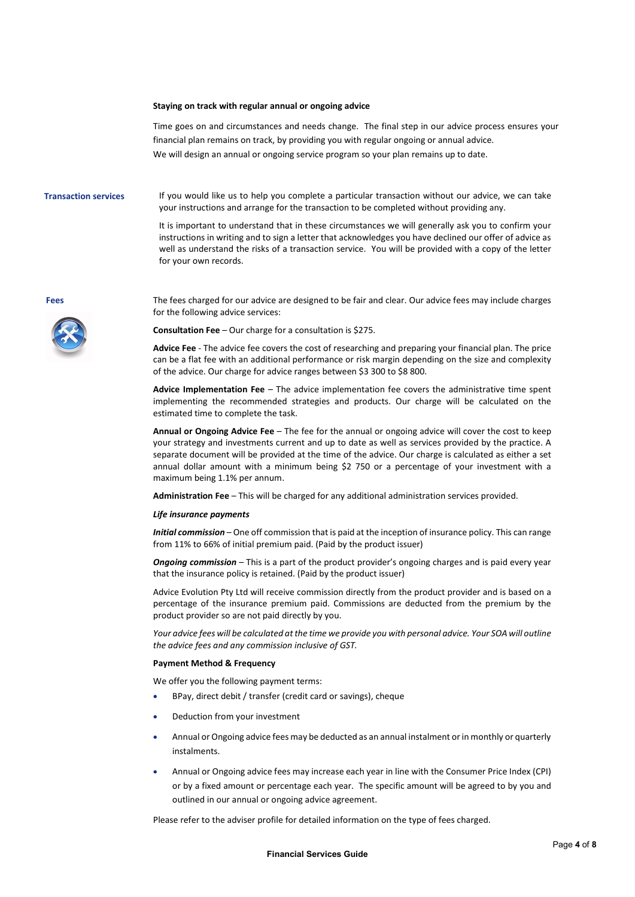**Staying on track with regular annual or ongoing advice**

Time goes on and circumstances and needs change. The final step in our advice process ensures your financial plan remains on track, by providing you with regular ongoing or annual advice.
We will design an annual or ongoing service program so your plan remains up to date.

## Transaction services

If you would like us to help you complete a particular transaction without our advice, we can take your instructions and arrange for the transaction to be completed without providing any.

It is important to understand that in these circumstances we will generally ask you to confirm your instructions in writing and to sign a letter that acknowledges you have declined our offer of advice as well as understand the risks of a transaction service. You will be provided with a copy of the letter for your own records.

## Fees

The fees charged for our advice are designed to be fair and clear. Our advice fees may include charges for the following advice services:

**Consultation Fee** – Our charge for a consultation is $275.

**Advice Fee** - The advice fee covers the cost of researching and preparing your financial plan. The price can be a flat fee with an additional performance or risk margin depending on the size and complexity of the advice. Our charge for advice ranges between $3 300 to $8 800.

**Advice Implementation Fee** – The advice implementation fee covers the administrative time spent implementing the recommended strategies and products. Our charge will be calculated on the estimated time to complete the task.

**Annual or Ongoing Advice Fee** – The fee for the annual or ongoing advice will cover the cost to keep your strategy and investments current and up to date as well as services provided by the practice. A separate document will be provided at the time of the advice. Our charge is calculated as either a set annual dollar amount with a minimum being $2 750 or a percentage of your investment with a maximum being 1.1% per annum.

**Administration Fee** – This will be charged for any additional administration services provided.

***Life insurance payments***

***Initial commission*** – One off commission that is paid at the inception of insurance policy. This can range from 11% to 66% of initial premium paid. (Paid by the product issuer)

***Ongoing commission*** – This is a part of the product provider's ongoing charges and is paid every year that the insurance policy is retained. (Paid by the product issuer)

Advice Evolution Pty Ltd will receive commission directly from the product provider and is based on a percentage of the insurance premium paid. Commissions are deducted from the premium by the product provider so are not paid directly by you.

*Your advice fees will be calculated at the time we provide you with personal advice. Your SOA will outline the advice fees and any commission inclusive of GST.*

**Payment Method & Frequency**

We offer you the following payment terms:

- BPay, direct debit / transfer (credit card or savings), cheque
- Deduction from your investment
- Annual or Ongoing advice fees may be deducted as an annual instalment or in monthly or quarterly instalments.
- Annual or Ongoing advice fees may increase each year in line with the Consumer Price Index (CPI) or by a fixed amount or percentage each year. The specific amount will be agreed to by you and outlined in our annual or ongoing advice agreement.

Please refer to the adviser profile for detailed information on the type of fees charged.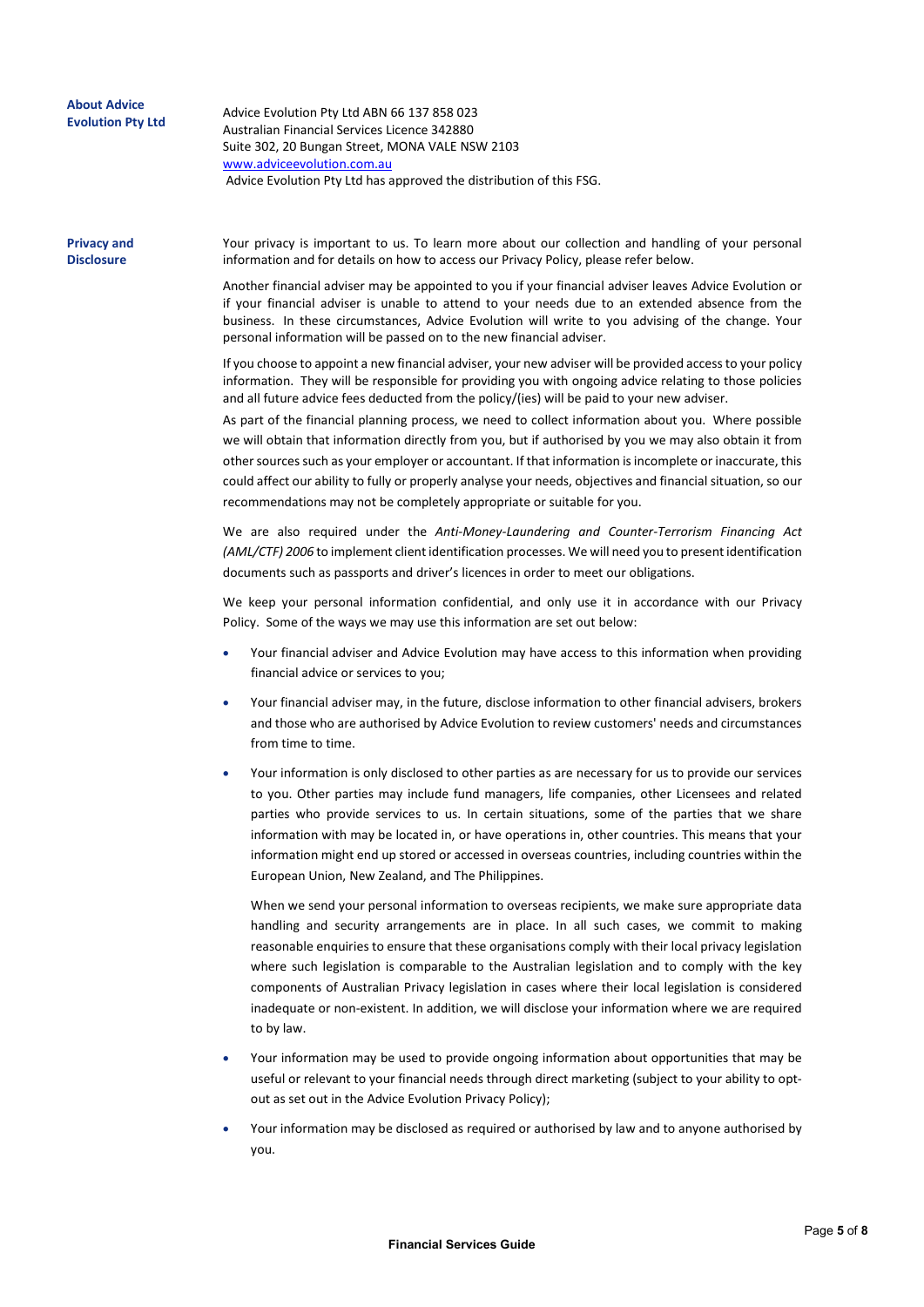## About Advice Evolution Pty Ltd

Advice Evolution Pty Ltd ABN 66 137 858 023
Australian Financial Services Licence 342880
Suite 302, 20 Bungan Street, MONA VALE NSW 2103
www.adviceevolution.com.au
Advice Evolution Pty Ltd has approved the distribution of this FSG.

## Privacy and Disclosure

Your privacy is important to us. To learn more about our collection and handling of your personal information and for details on how to access our Privacy Policy, please refer below.

Another financial adviser may be appointed to you if your financial adviser leaves Advice Evolution or if your financial adviser is unable to attend to your needs due to an extended absence from the business. In these circumstances, Advice Evolution will write to you advising of the change. Your personal information will be passed on to the new financial adviser.

If you choose to appoint a new financial adviser, your new adviser will be provided access to your policy information. They will be responsible for providing you with ongoing advice relating to those policies and all future advice fees deducted from the policy/(ies) will be paid to your new adviser.

As part of the financial planning process, we need to collect information about you. Where possible we will obtain that information directly from you, but if authorised by you we may also obtain it from other sources such as your employer or accountant. If that information is incomplete or inaccurate, this could affect our ability to fully or properly analyse your needs, objectives and financial situation, so our recommendations may not be completely appropriate or suitable for you.

We are also required under the *Anti-Money-Laundering and Counter-Terrorism Financing Act (AML/CTF) 2006* to implement client identification processes. We will need you to present identification documents such as passports and driver's licences in order to meet our obligations.

We keep your personal information confidential, and only use it in accordance with our Privacy Policy. Some of the ways we may use this information are set out below:

- Your financial adviser and Advice Evolution may have access to this information when providing financial advice or services to you;
- Your financial adviser may, in the future, disclose information to other financial advisers, brokers and those who are authorised by Advice Evolution to review customers' needs and circumstances from time to time.
- Your information is only disclosed to other parties as are necessary for us to provide our services to you. Other parties may include fund managers, life companies, other Licensees and related parties who provide services to us. In certain situations, some of the parties that we share information with may be located in, or have operations in, other countries. This means that your information might end up stored or accessed in overseas countries, including countries within the European Union, New Zealand, and The Philippines.

  When we send your personal information to overseas recipients, we make sure appropriate data handling and security arrangements are in place. In all such cases, we commit to making reasonable enquiries to ensure that these organisations comply with their local privacy legislation where such legislation is comparable to the Australian legislation and to comply with the key components of Australian Privacy legislation in cases where their local legislation is considered inadequate or non-existent. In addition, we will disclose your information where we are required to by law.
- Your information may be used to provide ongoing information about opportunities that may be useful or relevant to your financial needs through direct marketing (subject to your ability to opt-out as set out in the Advice Evolution Privacy Policy);
- Your information may be disclosed as required or authorised by law and to anyone authorised by you.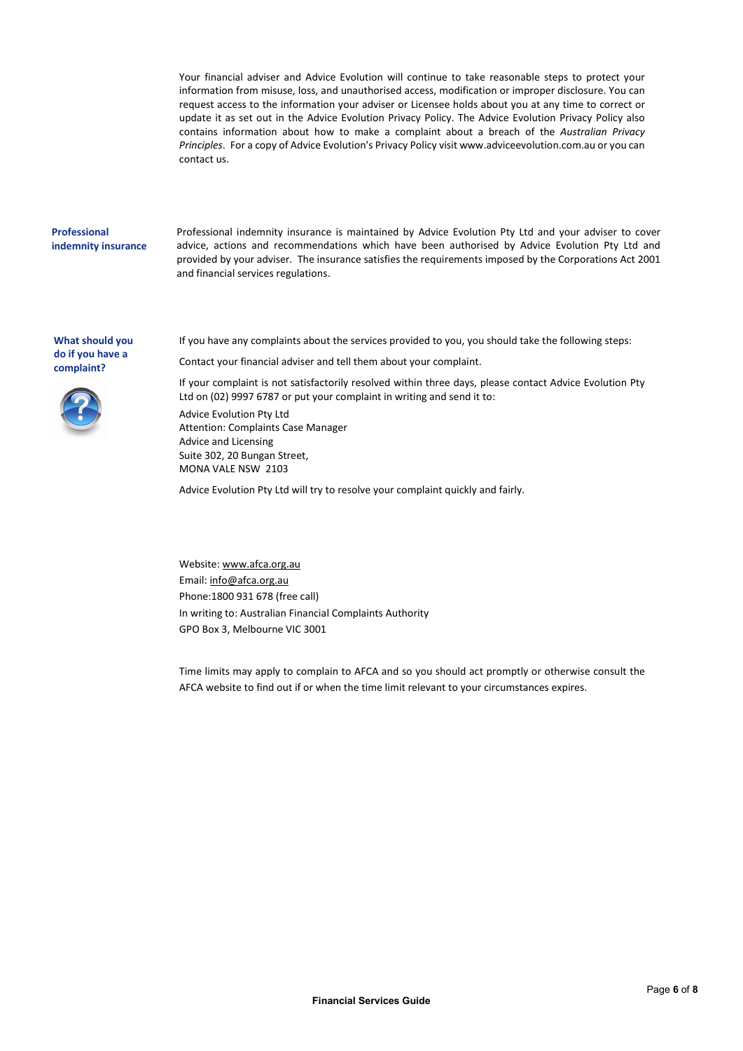Your financial adviser and Advice Evolution will continue to take reasonable steps to protect your information from misuse, loss, and unauthorised access, modification or improper disclosure. You can request access to the information your adviser or Licensee holds about you at any time to correct or update it as set out in the Advice Evolution Privacy Policy. The Advice Evolution Privacy Policy also contains information about how to make a complaint about a breach of the *Australian Privacy Principles*. For a copy of Advice Evolution's Privacy Policy visit www.adviceevolution.com.au or you can contact us.

## Professional indemnity insurance

Professional indemnity insurance is maintained by Advice Evolution Pty Ltd and your adviser to cover advice, actions and recommendations which have been authorised by Advice Evolution Pty Ltd and provided by your adviser. The insurance satisfies the requirements imposed by the Corporations Act 2001 and financial services regulations.

## What should you do if you have a complaint?

If you have any complaints about the services provided to you, you should take the following steps:

Contact your financial adviser and tell them about your complaint.

If your complaint is not satisfactorily resolved within three days, please contact Advice Evolution Pty Ltd on (02) 9997 6787 or put your complaint in writing and send it to:

Advice Evolution Pty Ltd
Attention: Complaints Case Manager
Advice and Licensing
Suite 302, 20 Bungan Street,
MONA VALE NSW 2103

Advice Evolution Pty Ltd will try to resolve your complaint quickly and fairly.

Website: www.afca.org.au
Email: info@afca.org.au
Phone:1800 931 678 (free call)
In writing to: Australian Financial Complaints Authority
GPO Box 3, Melbourne VIC 3001

Time limits may apply to complain to AFCA and so you should act promptly or otherwise consult the AFCA website to find out if or when the time limit relevant to your circumstances expires.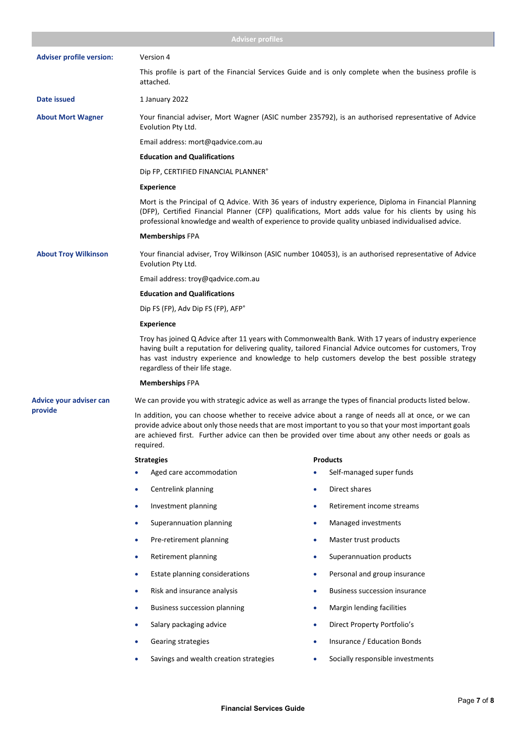## Adviser profiles

**Adviser profile version:** Version 4

This profile is part of the Financial Services Guide and is only complete when the business profile is attached.

**Date issued:** 1 January 2022

### About Mort Wagner

Your financial adviser, Mort Wagner (ASIC number 235792), is an authorised representative of Advice Evolution Pty Ltd.

Email address: mort@qadvice.com.au

**Education and Qualifications**

Dip FP, CERTIFIED FINANCIAL PLANNER®

**Experience**

Mort is the Principal of Q Advice. With 36 years of industry experience, Diploma in Financial Planning (DFP), Certified Financial Planner (CFP) qualifications, Mort adds value for his clients by using his professional knowledge and wealth of experience to provide quality unbiased individualised advice.

**Memberships** FPA

### About Troy Wilkinson

Your financial adviser, Troy Wilkinson (ASIC number 104053), is an authorised representative of Advice Evolution Pty Ltd.

Email address: troy@qadvice.com.au

**Education and Qualifications**

Dip FS (FP), Adv Dip FS (FP), AFP®

**Experience**

Troy has joined Q Advice after 11 years with Commonwealth Bank. With 17 years of industry experience having built a reputation for delivering quality, tailored Financial Advice outcomes for customers, Troy has vast industry experience and knowledge to help customers develop the best possible strategy regardless of their life stage.

**Memberships** FPA

### Advice your adviser can provide

We can provide you with strategic advice as well as arrange the types of financial products listed below.

In addition, you can choose whether to receive advice about a range of needs all at once, or we can provide advice about only those needs that are most important to you so that your most important goals are achieved first. Further advice can then be provided over time about any other needs or goals as required.

**Strategies**

- Aged care accommodation
- Centrelink planning
- Investment planning
- Superannuation planning
- Pre-retirement planning
- Retirement planning
- Estate planning considerations
- Risk and insurance analysis
- Business succession planning
- Salary packaging advice
- Gearing strategies
- Savings and wealth creation strategies

**Products**

- Self-managed super funds
- Direct shares
- Retirement income streams
- Managed investments
- Master trust products
- Superannuation products
- Personal and group insurance
- Business succession insurance
- Margin lending facilities
- Direct Property Portfolio's
- Insurance / Education Bonds
- Socially responsible investments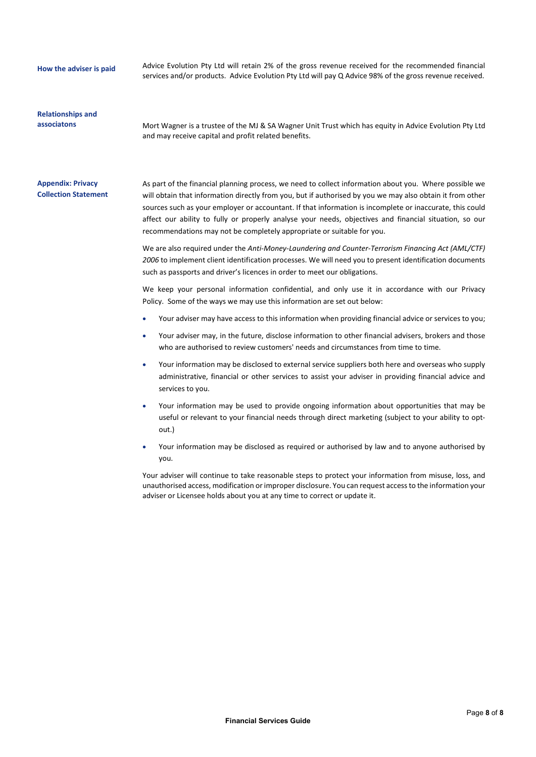**How the adviser is paid**

Advice Evolution Pty Ltd will retain 2% of the gross revenue received for the recommended financial services and/or products. Advice Evolution Pty Ltd will pay Q Advice 98% of the gross revenue received.

**Relationships and associatons**

Mort Wagner is a trustee of the MJ & SA Wagner Unit Trust which has equity in Advice Evolution Pty Ltd and may receive capital and profit related benefits.

**Appendix: Privacy Collection Statement**

As part of the financial planning process, we need to collect information about you. Where possible we will obtain that information directly from you, but if authorised by you we may also obtain it from other sources such as your employer or accountant. If that information is incomplete or inaccurate, this could affect our ability to fully or properly analyse your needs, objectives and financial situation, so our recommendations may not be completely appropriate or suitable for you.

We are also required under the *Anti-Money-Laundering and Counter-Terrorism Financing Act (AML/CTF) 2006* to implement client identification processes. We will need you to present identification documents such as passports and driver's licences in order to meet our obligations.

We keep your personal information confidential, and only use it in accordance with our Privacy Policy. Some of the ways we may use this information are set out below:

- Your adviser may have access to this information when providing financial advice or services to you;
- Your adviser may, in the future, disclose information to other financial advisers, brokers and those who are authorised to review customers' needs and circumstances from time to time.
- Your information may be disclosed to external service suppliers both here and overseas who supply administrative, financial or other services to assist your adviser in providing financial advice and services to you.
- Your information may be used to provide ongoing information about opportunities that may be useful or relevant to your financial needs through direct marketing (subject to your ability to opt-out.)
- Your information may be disclosed as required or authorised by law and to anyone authorised by you.

Your adviser will continue to take reasonable steps to protect your information from misuse, loss, and unauthorised access, modification or improper disclosure. You can request access to the information your adviser or Licensee holds about you at any time to correct or update it.